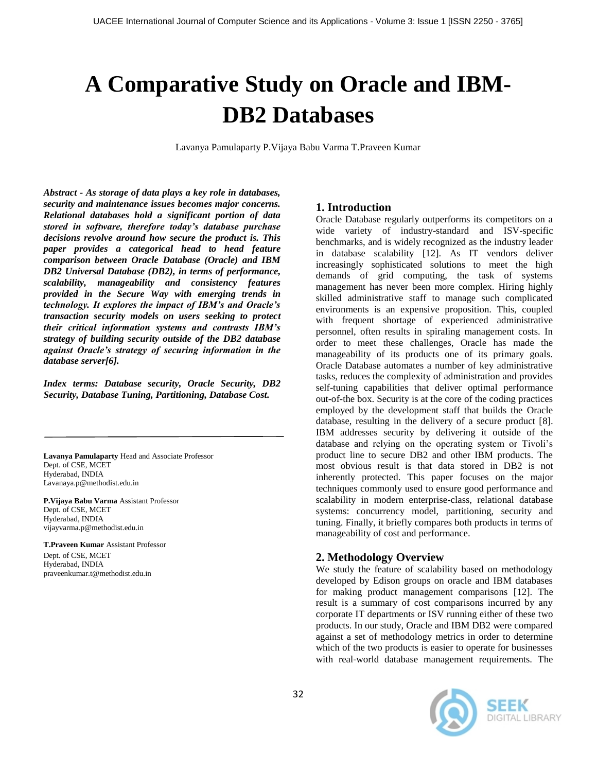# A Comparative Study on Oracle and IBM-DB2 Databases

Lavanya Pamulaparty P.Vijaya Babu Varma T.Praveen Kumar

***Abstract - As storage of data plays a key role in databases, security and maintenance issues becomes major concerns. Relational databases hold a significant portion of data stored in software, therefore today's database purchase decisions revolve around how secure the product is. This paper provides a categorical head to head feature comparison between Oracle Database (Oracle) and IBM DB2 Universal Database (DB2), in terms of performance, scalability, manageability and consistency features provided in the Secure Way with emerging trends in technology. It explores the impact of IBM's and Oracle's transaction security models on users seeking to protect their critical information systems and contrasts IBM's strategy of building security outside of the DB2 database against Oracle's strategy of securing information in the database server[6].***

***Index terms: Database security, Oracle Security, DB2 Security, Database Tuning, Partitioning, Database Cost.***

---

**Lavanya Pamulaparty** Head and Associate Professor
Dept. of CSE, MCET
Hyderabad, INDIA
Lavanaya.p@methodist.edu.in

**P.Vijaya Babu Varma** Assistant Professor
Dept. of CSE, MCET
Hyderabad, INDIA
vijayvarma.p@methodist.edu.in

**T.Praveen Kumar** Assistant Professor
Dept. of CSE, MCET
Hyderabad, INDIA
praveenkumar.t@methodist.edu.in

## 1. Introduction

Oracle Database regularly outperforms its competitors on a wide variety of industry-standard and ISV-specific benchmarks, and is widely recognized as the industry leader in database scalability [12]. As IT vendors deliver increasingly sophisticated solutions to meet the high demands of grid computing, the task of systems management has never been more complex. Hiring highly skilled administrative staff to manage such complicated environments is an expensive proposition. This, coupled with frequent shortage of experienced administrative personnel, often results in spiraling management costs. In order to meet these challenges, Oracle has made the manageability of its products one of its primary goals. Oracle Database automates a number of key administrative tasks, reduces the complexity of administration and provides self-tuning capabilities that deliver optimal performance out-of-the box. Security is at the core of the coding practices employed by the development staff that builds the Oracle database, resulting in the delivery of a secure product [8]. IBM addresses security by delivering it outside of the database and relying on the operating system or Tivoli's product line to secure DB2 and other IBM products. The most obvious result is that data stored in DB2 is not inherently protected. This paper focuses on the major techniques commonly used to ensure good performance and scalability in modern enterprise-class, relational database systems: concurrency model, partitioning, security and tuning. Finally, it briefly compares both products in terms of manageability of cost and performance.

## 2. Methodology Overview

We study the feature of scalability based on methodology developed by Edison groups on oracle and IBM databases for making product management comparisons [12]. The result is a summary of cost comparisons incurred by any corporate IT departments or ISV running either of these two products. In our study, Oracle and IBM DB2 were compared against a set of methodology metrics in order to determine which of the two products is easier to operate for businesses with real-world database management requirements. The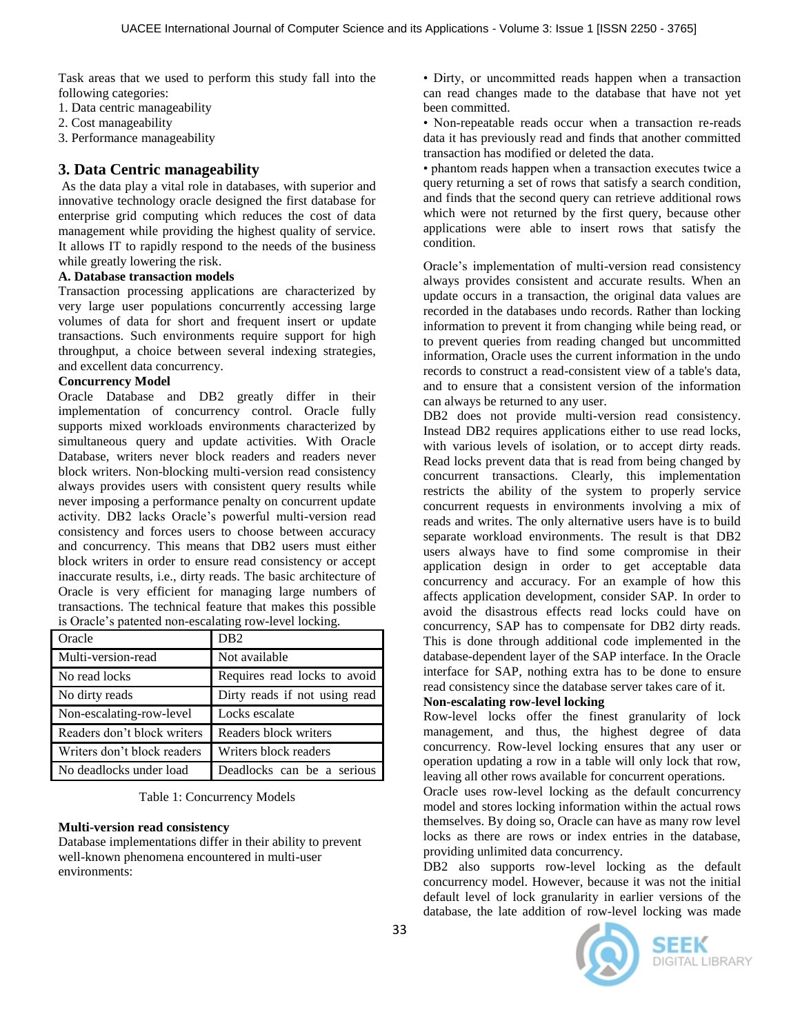Task areas that we used to perform this study fall into the following categories:

1. Data centric manageability
2. Cost manageability
3. Performance manageability

## 3. Data Centric manageability

As the data play a vital role in databases, with superior and innovative technology oracle designed the first database for enterprise grid computing which reduces the cost of data management while providing the highest quality of service. It allows IT to rapidly respond to the needs of the business while greatly lowering the risk.

**A. Database transaction models**

Transaction processing applications are characterized by very large user populations concurrently accessing large volumes of data for short and frequent insert or update transactions. Such environments require support for high throughput, a choice between several indexing strategies, and excellent data concurrency.

**Concurrency Model**

Oracle Database and DB2 greatly differ in their implementation of concurrency control. Oracle fully supports mixed workloads environments characterized by simultaneous query and update activities. With Oracle Database, writers never block readers and readers never block writers. Non-blocking multi-version read consistency always provides users with consistent query results while never imposing a performance penalty on concurrent update activity. DB2 lacks Oracle's powerful multi-version read consistency and forces users to choose between accuracy and concurrency. This means that DB2 users must either block writers in order to ensure read consistency or accept inaccurate results, i.e., dirty reads. The basic architecture of Oracle is very efficient for managing large numbers of transactions. The technical feature that makes this possible is Oracle's patented non-escalating row-level locking.

| Oracle | DB2 |
|---|---|
| Multi-version-read | Not available |
| No read locks | Requires read locks to avoid |
| No dirty reads | Dirty reads if not using read |
| Non-escalating-row-level | Locks escalate |
| Readers don't block writers | Readers block writers |
| Writers don't block readers | Writers block readers |
| No deadlocks under load | Deadlocks can be a serious |

Table 1: Concurrency Models

**Multi-version read consistency**

Database implementations differ in their ability to prevent well-known phenomena encountered in multi-user environments:

- Dirty, or uncommitted reads happen when a transaction can read changes made to the database that have not yet been committed.
- Non-repeatable reads occur when a transaction re-reads data it has previously read and finds that another committed transaction has modified or deleted the data.
- phantom reads happen when a transaction executes twice a query returning a set of rows that satisfy a search condition, and finds that the second query can retrieve additional rows which were not returned by the first query, because other applications were able to insert rows that satisfy the condition.

Oracle's implementation of multi-version read consistency always provides consistent and accurate results. When an update occurs in a transaction, the original data values are recorded in the databases undo records. Rather than locking information to prevent it from changing while being read, or to prevent queries from reading changed but uncommitted information, Oracle uses the current information in the undo records to construct a read-consistent view of a table's data, and to ensure that a consistent version of the information can always be returned to any user.

DB2 does not provide multi-version read consistency. Instead DB2 requires applications either to use read locks, with various levels of isolation, or to accept dirty reads. Read locks prevent data that is read from being changed by concurrent transactions. Clearly, this implementation restricts the ability of the system to properly service concurrent requests in environments involving a mix of reads and writes. The only alternative users have is to build separate workload environments. The result is that DB2 users always have to find some compromise in their application design in order to get acceptable data concurrency and accuracy. For an example of how this affects application development, consider SAP. In order to avoid the disastrous effects read locks could have on concurrency, SAP has to compensate for DB2 dirty reads. This is done through additional code implemented in the database-dependent layer of the SAP interface. In the Oracle interface for SAP, nothing extra has to be done to ensure read consistency since the database server takes care of it.

**Non-escalating row-level locking**

Row-level locks offer the finest granularity of lock management, and thus, the highest degree of data concurrency. Row-level locking ensures that any user or operation updating a row in a table will only lock that row, leaving all other rows available for concurrent operations.

Oracle uses row-level locking as the default concurrency model and stores locking information within the actual rows themselves. By doing so, Oracle can have as many row level locks as there are rows or index entries in the database, providing unlimited data concurrency.

DB2 also supports row-level locking as the default concurrency model. However, because it was not the initial default level of lock granularity in earlier versions of the database, the late addition of row-level locking was made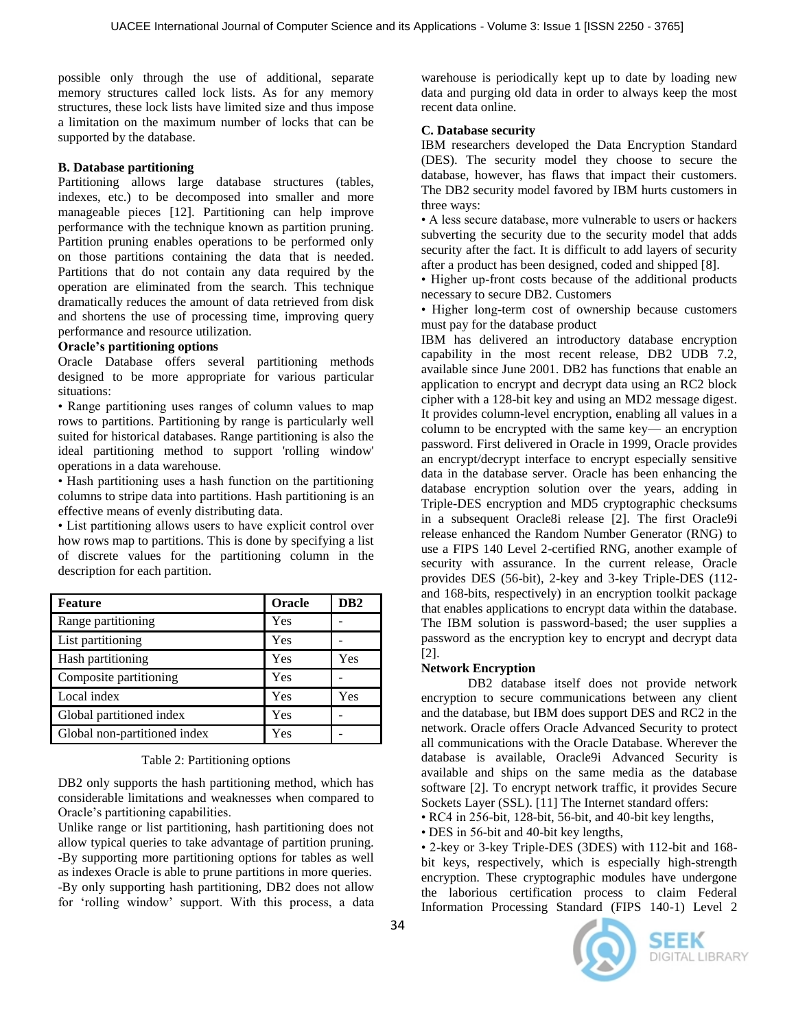possible only through the use of additional, separate memory structures called lock lists. As for any memory structures, these lock lists have limited size and thus impose a limitation on the maximum number of locks that can be supported by the database.

**B. Database partitioning**

Partitioning allows large database structures (tables, indexes, etc.) to be decomposed into smaller and more manageable pieces [12]. Partitioning can help improve performance with the technique known as partition pruning. Partition pruning enables operations to be performed only on those partitions containing the data that is needed. Partitions that do not contain any data required by the operation are eliminated from the search. This technique dramatically reduces the amount of data retrieved from disk and shortens the use of processing time, improving query performance and resource utilization.

**Oracle's partitioning options**

Oracle Database offers several partitioning methods designed to be more appropriate for various particular situations:

• Range partitioning uses ranges of column values to map rows to partitions. Partitioning by range is particularly well suited for historical databases. Range partitioning is also the ideal partitioning method to support 'rolling window' operations in a data warehouse.

• Hash partitioning uses a hash function on the partitioning columns to stripe data into partitions. Hash partitioning is an effective means of evenly distributing data.

• List partitioning allows users to have explicit control over how rows map to partitions. This is done by specifying a list of discrete values for the partitioning column in the description for each partition.

| Feature | Oracle | DB2 |
|---|---|---|
| Range partitioning | Yes | - |
| List partitioning | Yes | - |
| Hash partitioning | Yes | Yes |
| Composite partitioning | Yes | - |
| Local index | Yes | Yes |
| Global partitioned index | Yes | - |
| Global non-partitioned index | Yes | - |

Table 2: Partitioning options

DB2 only supports the hash partitioning method, which has considerable limitations and weaknesses when compared to Oracle's partitioning capabilities.

Unlike range or list partitioning, hash partitioning does not allow typical queries to take advantage of partition pruning.

-By supporting more partitioning options for tables as well as indexes Oracle is able to prune partitions in more queries.

-By only supporting hash partitioning, DB2 does not allow for 'rolling window' support. With this process, a data warehouse is periodically kept up to date by loading new data and purging old data in order to always keep the most recent data online.

**C. Database security**

IBM researchers developed the Data Encryption Standard (DES). The security model they choose to secure the database, however, has flaws that impact their customers. The DB2 security model favored by IBM hurts customers in three ways:

• A less secure database, more vulnerable to users or hackers subverting the security due to the security model that adds security after the fact. It is difficult to add layers of security after a product has been designed, coded and shipped [8].

• Higher up-front costs because of the additional products necessary to secure DB2. Customers

• Higher long-term cost of ownership because customers must pay for the database product

IBM has delivered an introductory database encryption capability in the most recent release, DB2 UDB 7.2, available since June 2001. DB2 has functions that enable an application to encrypt and decrypt data using an RC2 block cipher with a 128-bit key and using an MD2 message digest. It provides column-level encryption, enabling all values in a column to be encrypted with the same key— an encryption password. First delivered in Oracle in 1999, Oracle provides an encrypt/decrypt interface to encrypt especially sensitive data in the database server. Oracle has been enhancing the database encryption solution over the years, adding in Triple-DES encryption and MD5 cryptographic checksums in a subsequent Oracle8i release [2]. The first Oracle9i release enhanced the Random Number Generator (RNG) to use a FIPS 140 Level 2-certified RNG, another example of security with assurance. In the current release, Oracle provides DES (56-bit), 2-key and 3-key Triple-DES (112- and 168-bits, respectively) in an encryption toolkit package that enables applications to encrypt data within the database. The IBM solution is password-based; the user supplies a password as the encryption key to encrypt and decrypt data [2].

**Network Encryption**

DB2 database itself does not provide network encryption to secure communications between any client and the database, but IBM does support DES and RC2 in the network. Oracle offers Oracle Advanced Security to protect all communications with the Oracle Database. Wherever the database is available, Oracle9i Advanced Security is available and ships on the same media as the database software [2]. To encrypt network traffic, it provides Secure Sockets Layer (SSL). [11] The Internet standard offers:

• RC4 in 256-bit, 128-bit, 56-bit, and 40-bit key lengths,

• DES in 56-bit and 40-bit key lengths,

• 2-key or 3-key Triple-DES (3DES) with 112-bit and 168-bit keys, respectively, which is especially high-strength encryption. These cryptographic modules have undergone the laborious certification process to claim Federal Information Processing Standard (FIPS 140-1) Level 2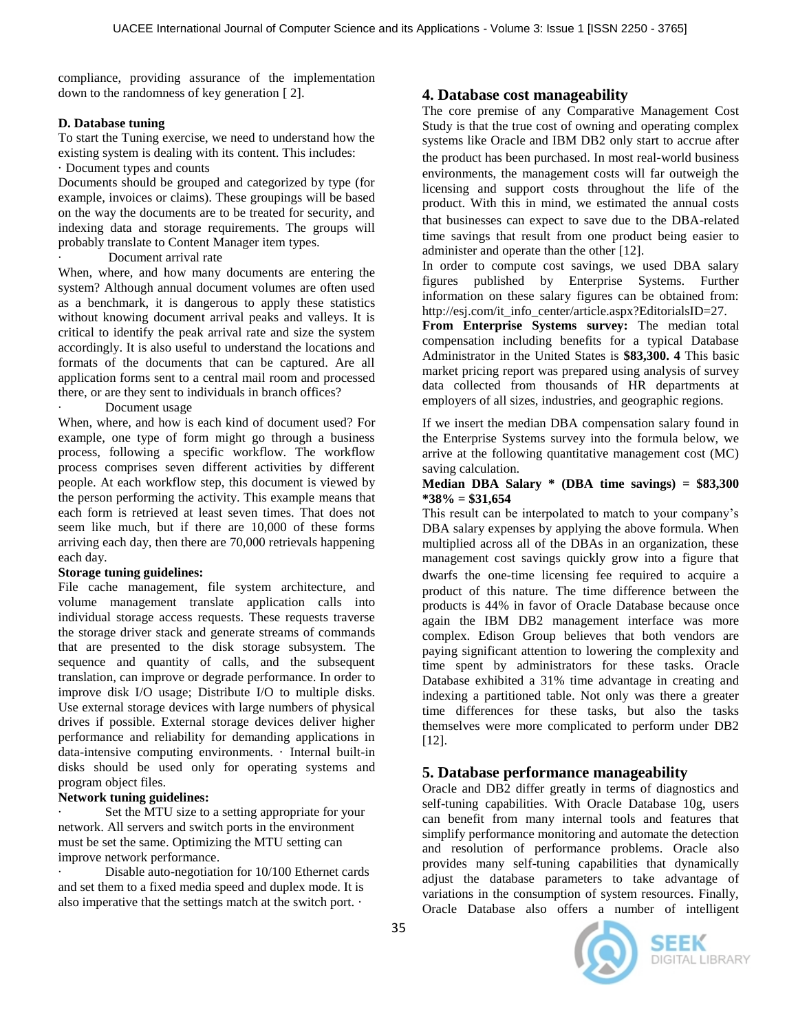compliance, providing assurance of the implementation down to the randomness of key generation [ 2].

**D. Database tuning**

To start the Tuning exercise, we need to understand how the existing system is dealing with its content. This includes:

· Document types and counts

Documents should be grouped and categorized by type (for example, invoices or claims). These groupings will be based on the way the documents are to be treated for security, and indexing data and storage requirements. The groups will probably translate to Content Manager item types.

· Document arrival rate

When, where, and how many documents are entering the system? Although annual document volumes are often used as a benchmark, it is dangerous to apply these statistics without knowing document arrival peaks and valleys. It is critical to identify the peak arrival rate and size the system accordingly. It is also useful to understand the locations and formats of the documents that can be captured. Are all application forms sent to a central mail room and processed there, or are they sent to individuals in branch offices?

· Document usage

When, where, and how is each kind of document used? For example, one type of form might go through a business process, following a specific workflow. The workflow process comprises seven different activities by different people. At each workflow step, this document is viewed by the person performing the activity. This example means that each form is retrieved at least seven times. That does not seem like much, but if there are 10,000 of these forms arriving each day, then there are 70,000 retrievals happening each day.

**Storage tuning guidelines:**

File cache management, file system architecture, and volume management translate application calls into individual storage access requests. These requests traverse the storage driver stack and generate streams of commands that are presented to the disk storage subsystem. The sequence and quantity of calls, and the subsequent translation, can improve or degrade performance. In order to improve disk I/O usage; Distribute I/O to multiple disks. Use external storage devices with large numbers of physical drives if possible. External storage devices deliver higher performance and reliability for demanding applications in data-intensive computing environments. · Internal built-in disks should be used only for operating systems and program object files.

**Network tuning guidelines:**

· Set the MTU size to a setting appropriate for your network. All servers and switch ports in the environment must be set the same. Optimizing the MTU setting can improve network performance.

· Disable auto-negotiation for 10/100 Ethernet cards and set them to a fixed media speed and duplex mode. It is also imperative that the settings match at the switch port. ·

## 4. Database cost manageability

The core premise of any Comparative Management Cost Study is that the true cost of owning and operating complex systems like Oracle and IBM DB2 only start to accrue after the product has been purchased. In most real-world business environments, the management costs will far outweigh the licensing and support costs throughout the life of the product. With this in mind, we estimated the annual costs that businesses can expect to save due to the DBA-related time savings that result from one product being easier to administer and operate than the other [12].

In order to compute cost savings, we used DBA salary figures published by Enterprise Systems. Further information on these salary figures can be obtained from: http://esj.com/it_info_center/article.aspx?EditorialsID=27.

**From Enterprise Systems survey:** The median total compensation including benefits for a typical Database Administrator in the United States is **$83,300. 4** This basic market pricing report was prepared using analysis of survey data collected from thousands of HR departments at employers of all sizes, industries, and geographic regions.

If we insert the median DBA compensation salary found in the Enterprise Systems survey into the formula below, we arrive at the following quantitative management cost (MC) saving calculation.

**Median DBA Salary * (DBA time savings) = $83,300 *38% = $31,654**

This result can be interpolated to match to your company's DBA salary expenses by applying the above formula. When multiplied across all of the DBAs in an organization, these management cost savings quickly grow into a figure that dwarfs the one-time licensing fee required to acquire a product of this nature. The time difference between the products is 44% in favor of Oracle Database because once again the IBM DB2 management interface was more complex. Edison Group believes that both vendors are paying significant attention to lowering the complexity and time spent by administrators for these tasks. Oracle Database exhibited a 31% time advantage in creating and indexing a partitioned table. Not only was there a greater time differences for these tasks, but also the tasks themselves were more complicated to perform under DB2 [12].

## 5. Database performance manageability

Oracle and DB2 differ greatly in terms of diagnostics and self-tuning capabilities. With Oracle Database 10g, users can benefit from many internal tools and features that simplify performance monitoring and automate the detection and resolution of performance problems. Oracle also provides many self-tuning capabilities that dynamically adjust the database parameters to take advantage of variations in the consumption of system resources. Finally, Oracle Database also offers a number of intelligent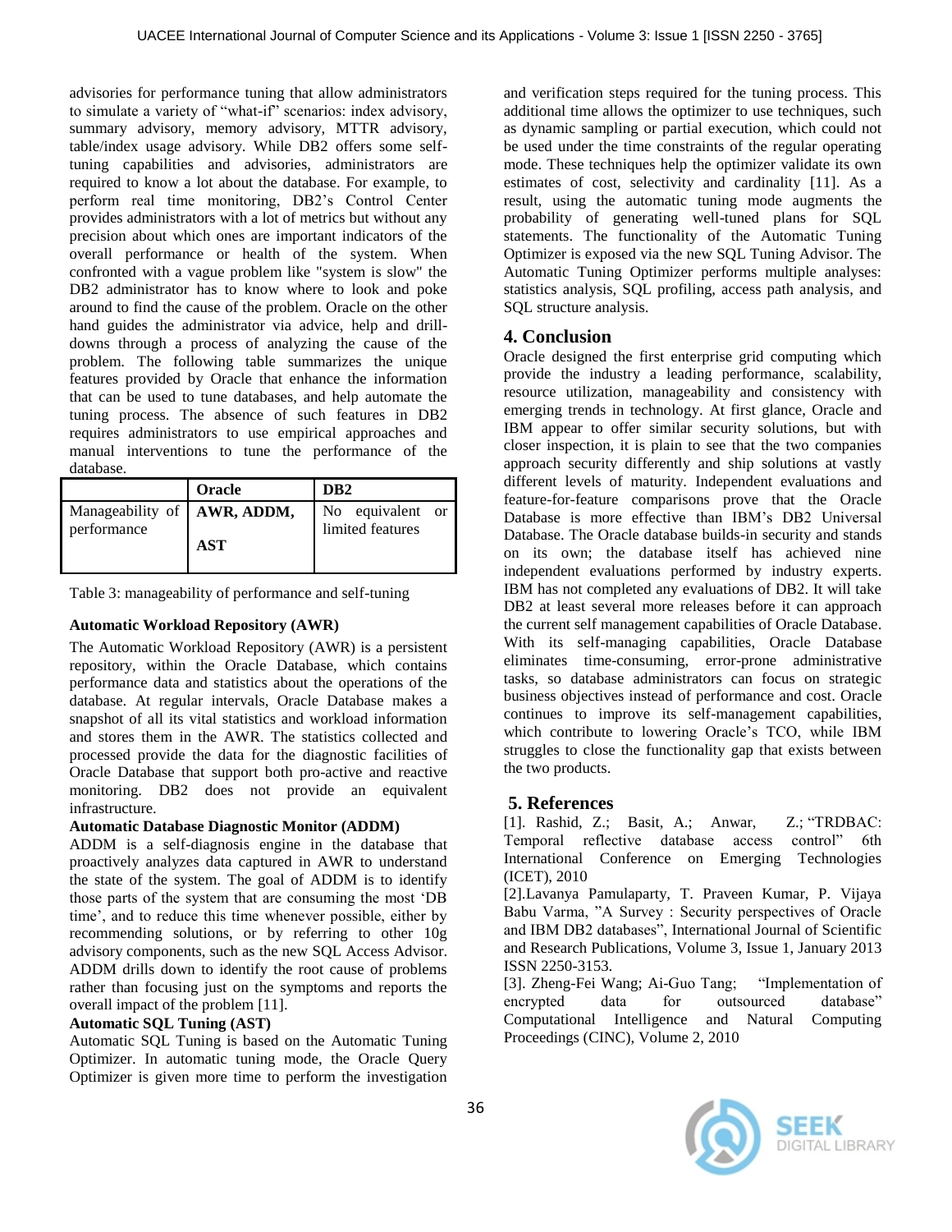advisories for performance tuning that allow administrators to simulate a variety of "what-if" scenarios: index advisory, summary advisory, memory advisory, MTTR advisory, table/index usage advisory. While DB2 offers some self-tuning capabilities and advisories, administrators are required to know a lot about the database. For example, to perform real time monitoring, DB2's Control Center provides administrators with a lot of metrics but without any precision about which ones are important indicators of the overall performance or health of the system. When confronted with a vague problem like "system is slow" the DB2 administrator has to know where to look and poke around to find the cause of the problem. Oracle on the other hand guides the administrator via advice, help and drill-downs through a process of analyzing the cause of the problem. The following table summarizes the unique features provided by Oracle that enhance the information that can be used to tune databases, and help automate the tuning process. The absence of such features in DB2 requires administrators to use empirical approaches and manual interventions to tune the performance of the database.

| | **Oracle** | **DB2** |
|---|---|---|
| Manageability of performance | **AWR, ADDM, AST** | No equivalent or limited features |

Table 3: manageability of performance and self-tuning

**Automatic Workload Repository (AWR)**

The Automatic Workload Repository (AWR) is a persistent repository, within the Oracle Database, which contains performance data and statistics about the operations of the database. At regular intervals, Oracle Database makes a snapshot of all its vital statistics and workload information and stores them in the AWR. The statistics collected and processed provide the data for the diagnostic facilities of Oracle Database that support both pro-active and reactive monitoring. DB2 does not provide an equivalent infrastructure.

**Automatic Database Diagnostic Monitor (ADDM)**

ADDM is a self-diagnosis engine in the database that proactively analyzes data captured in AWR to understand the state of the system. The goal of ADDM is to identify those parts of the system that are consuming the most 'DB time', and to reduce this time whenever possible, either by recommending solutions, or by referring to other 10g advisory components, such as the new SQL Access Advisor. ADDM drills down to identify the root cause of problems rather than focusing just on the symptoms and reports the overall impact of the problem [11].

**Automatic SQL Tuning (AST)**

Automatic SQL Tuning is based on the Automatic Tuning Optimizer. In automatic tuning mode, the Oracle Query Optimizer is given more time to perform the investigation and verification steps required for the tuning process. This additional time allows the optimizer to use techniques, such as dynamic sampling or partial execution, which could not be used under the time constraints of the regular operating mode. These techniques help the optimizer validate its own estimates of cost, selectivity and cardinality [11]. As a result, using the automatic tuning mode augments the probability of generating well-tuned plans for SQL statements. The functionality of the Automatic Tuning Optimizer is exposed via the new SQL Tuning Advisor. The Automatic Tuning Optimizer performs multiple analyses: statistics analysis, SQL profiling, access path analysis, and SQL structure analysis.

## 4. Conclusion

Oracle designed the first enterprise grid computing which provide the industry a leading performance, scalability, resource utilization, manageability and consistency with emerging trends in technology. At first glance, Oracle and IBM appear to offer similar security solutions, but with closer inspection, it is plain to see that the two companies approach security differently and ship solutions at vastly different levels of maturity. Independent evaluations and feature-for-feature comparisons prove that the Oracle Database is more effective than IBM's DB2 Universal Database. The Oracle database builds-in security and stands on its own; the database itself has achieved nine independent evaluations performed by industry experts. IBM has not completed any evaluations of DB2. It will take DB2 at least several more releases before it can approach the current self management capabilities of Oracle Database. With its self-managing capabilities, Oracle Database eliminates time-consuming, error-prone administrative tasks, so database administrators can focus on strategic business objectives instead of performance and cost. Oracle continues to improve its self-management capabilities, which contribute to lowering Oracle's TCO, while IBM struggles to close the functionality gap that exists between the two products.

## 5. References

[1]. Rashid, Z.; Basit, A.; Anwar, Z.; "TRDBAC: Temporal reflective database access control" 6th International Conference on Emerging Technologies (ICET), 2010

[2].Lavanya Pamulaparty, T. Praveen Kumar, P. Vijaya Babu Varma, "A Survey : Security perspectives of Oracle and IBM DB2 databases", International Journal of Scientific and Research Publications, Volume 3, Issue 1, January 2013 ISSN 2250-3153.

[3]. Zheng-Fei Wang; Ai-Guo Tang; "Implementation of encrypted data for outsourced database" Computational Intelligence and Natural Computing Proceedings (CINC), Volume 2, 2010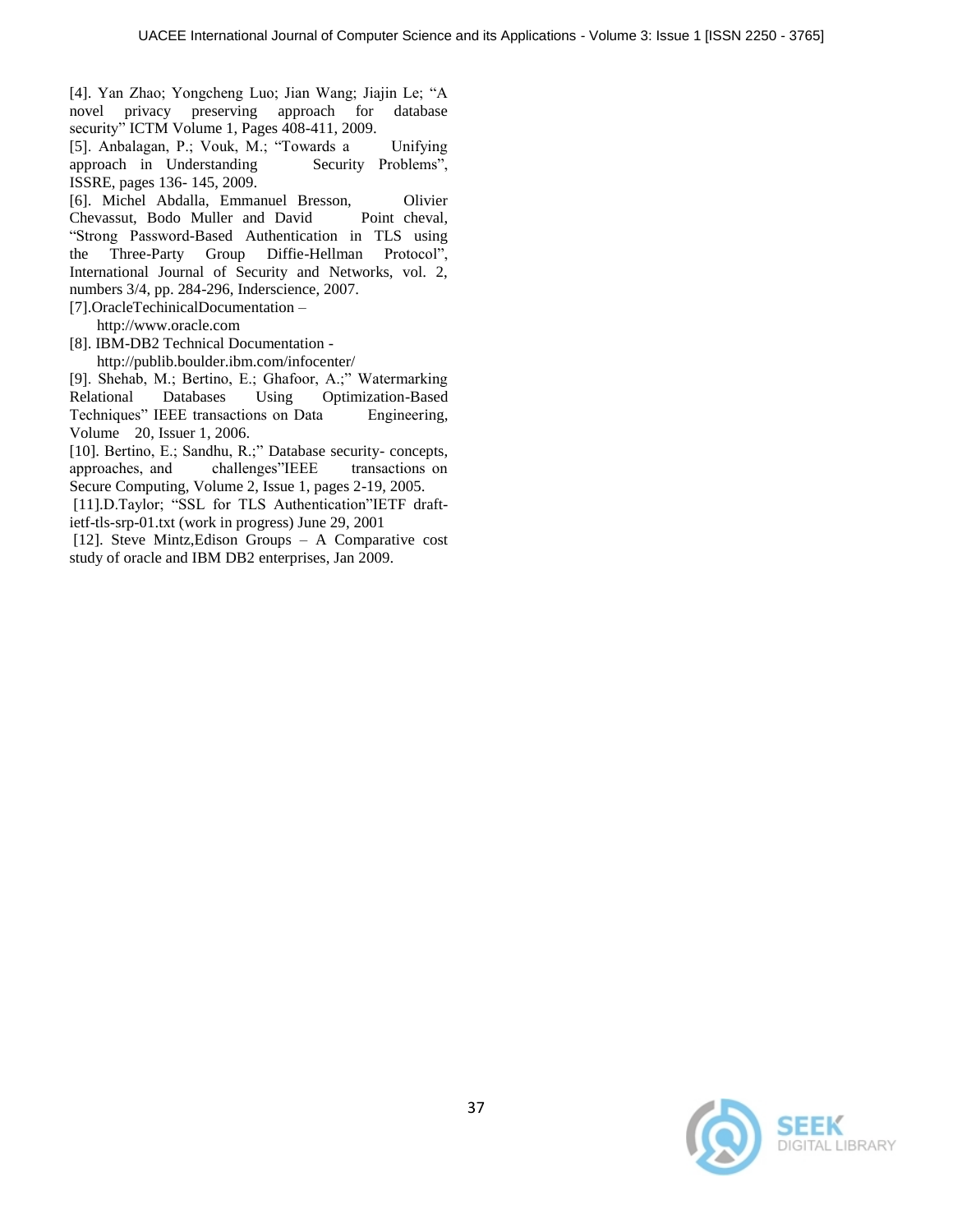[4]. Yan Zhao; Yongcheng Luo; Jian Wang; Jiajin Le; "A novel privacy preserving approach for database security" ICTM Volume 1, Pages 408-411, 2009.

[5]. Anbalagan, P.; Vouk, M.; "Towards a Unifying approach in Understanding Security Problems", ISSRE, pages 136- 145, 2009.

[6]. Michel Abdalla, Emmanuel Bresson, Olivier Chevassut, Bodo Muller and David Point cheval, "Strong Password-Based Authentication in TLS using the Three-Party Group Diffie-Hellman Protocol", International Journal of Security and Networks, vol. 2, numbers 3/4, pp. 284-296, Inderscience, 2007.

[7].OracleTechinicalDocumentation – http://www.oracle.com

[8]. IBM-DB2 Technical Documentation - http://publib.boulder.ibm.com/infocenter/

[9]. Shehab, M.; Bertino, E.; Ghafoor, A.;" Watermarking Relational Databases Using Optimization-Based Techniques" IEEE transactions on Data Engineering, Volume 20, Issuer 1, 2006.

[10]. Bertino, E.; Sandhu, R.;" Database security- concepts, approaches, and challenges"IEEE transactions on Secure Computing, Volume 2, Issue 1, pages 2-19, 2005.

[11].D.Taylor; "SSL for TLS Authentication"IETF draft-ietf-tls-srp-01.txt (work in progress) June 29, 2001

[12]. Steve Mintz,Edison Groups – A Comparative cost study of oracle and IBM DB2 enterprises, Jan 2009.